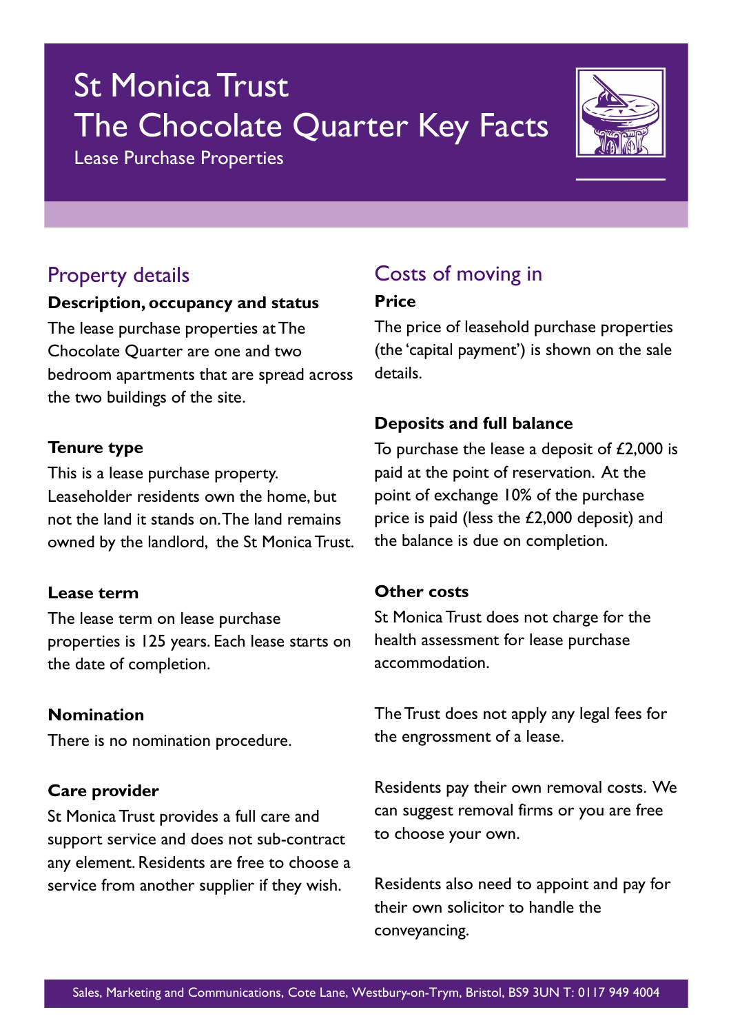# St Monica Trust
# The Chocolate Quarter Key Facts

Lease Purchase Properties

## Property details

**Description, occupancy and status**

The lease purchase properties at The Chocolate Quarter are one and two bedroom apartments that are spread across the two buildings of the site.

**Tenure type**

This is a lease purchase property. Leaseholder residents own the home, but not the land it stands on. The land remains owned by the landlord, the St Monica Trust.

**Lease term**

The lease term on lease purchase properties is 125 years. Each lease starts on the date of completion.

**Nomination**

There is no nomination procedure.

**Care provider**

St Monica Trust provides a full care and support service and does not sub-contract any element. Residents are free to choose a service from another supplier if they wish.

## Costs of moving in

**Price**

The price of leasehold purchase properties (the 'capital payment') is shown on the sale details.

**Deposits and full balance**

To purchase the lease a deposit of £2,000 is paid at the point of reservation. At the point of exchange 10% of the purchase price is paid (less the £2,000 deposit) and the balance is due on completion.

**Other costs**

St Monica Trust does not charge for the health assessment for lease purchase accommodation.

The Trust does not apply any legal fees for the engrossment of a lease.

Residents pay their own removal costs. We can suggest removal firms or you are free to choose your own.

Residents also need to appoint and pay for their own solicitor to handle the conveyancing.

Sales, Marketing and Communications, Cote Lane, Westbury-on-Trym, Bristol, BS9 3UN T: 0117 949 4004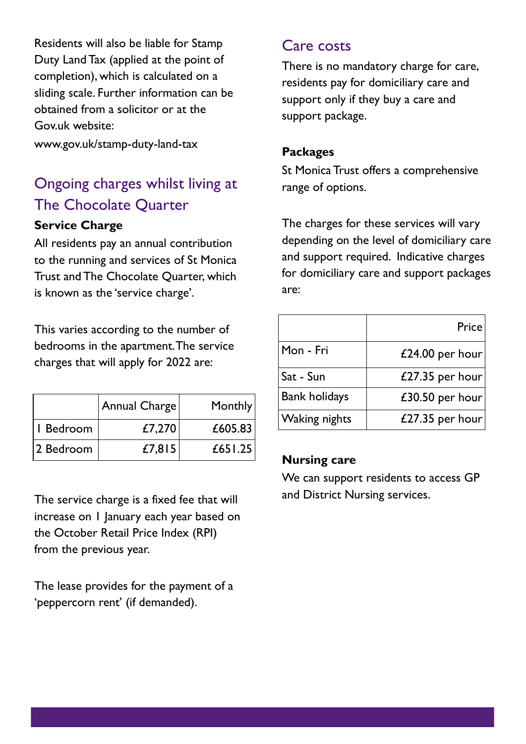Residents will also be liable for Stamp Duty Land Tax (applied at the point of completion), which is calculated on a sliding scale. Further information can be obtained from a solicitor or at the Gov.uk website:

www.gov.uk/stamp-duty-land-tax

## Ongoing charges whilst living at The Chocolate Quarter

**Service Charge**

All residents pay an annual contribution to the running and services of St Monica Trust and The Chocolate Quarter, which is known as the 'service charge'.

This varies according to the number of bedrooms in the apartment. The service charges that will apply for 2022 are:

| | Annual Charge | Monthly |
|---|---:|---:|
| 1 Bedroom | £7,270 | £605.83 |
| 2 Bedroom | £7,815 | £651.25 |

The service charge is a fixed fee that will increase on 1 January each year based on the October Retail Price Index (RPI) from the previous year.

The lease provides for the payment of a 'peppercorn rent' (if demanded).

## Care costs

There is no mandatory charge for care, residents pay for domiciliary care and support only if they buy a care and support package.

**Packages**

St Monica Trust offers a comprehensive range of options.

The charges for these services will vary depending on the level of domiciliary care and support required. Indicative charges for domiciliary care and support packages are:

| | Price |
|---|---:|
| Mon - Fri | £24.00 per hour |
| Sat - Sun | £27.35 per hour |
| Bank holidays | £30.50 per hour |
| Waking nights | £27.35 per hour |

**Nursing care**

We can support residents to access GP and District Nursing services.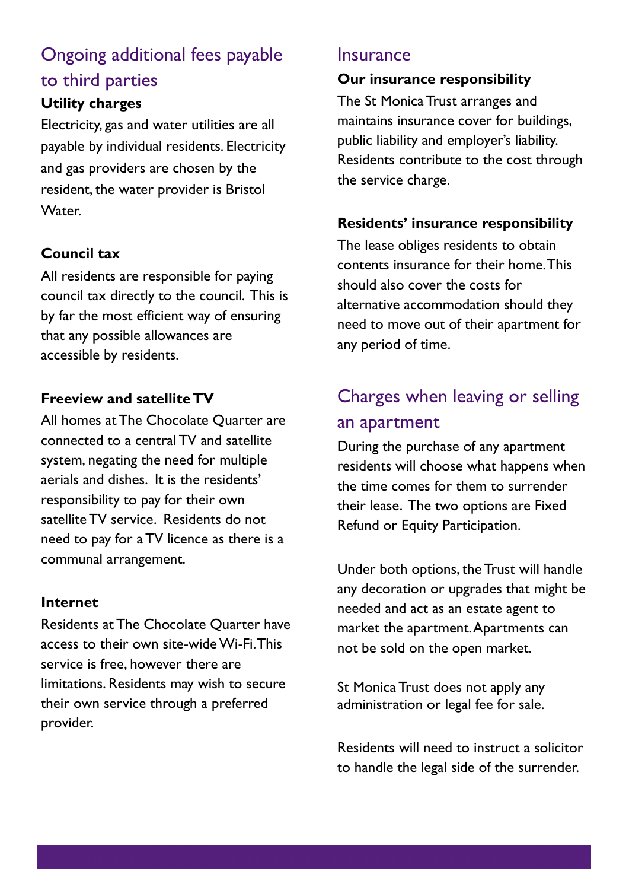## Ongoing additional fees payable to third parties

### Utility charges

Electricity, gas and water utilities are all payable by individual residents. Electricity and gas providers are chosen by the resident, the water provider is Bristol Water.

### Council tax

All residents are responsible for paying council tax directly to the council. This is by far the most efficient way of ensuring that any possible allowances are accessible by residents.

### Freeview and satellite TV

All homes at The Chocolate Quarter are connected to a central TV and satellite system, negating the need for multiple aerials and dishes. It is the residents' responsibility to pay for their own satellite TV service. Residents do not need to pay for a TV licence as there is a communal arrangement.

### Internet

Residents at The Chocolate Quarter have access to their own site-wide Wi-Fi. This service is free, however there are limitations. Residents may wish to secure their own service through a preferred provider.

## Insurance

### Our insurance responsibility

The St Monica Trust arranges and maintains insurance cover for buildings, public liability and employer's liability. Residents contribute to the cost through the service charge.

### Residents' insurance responsibility

The lease obliges residents to obtain contents insurance for their home. This should also cover the costs for alternative accommodation should they need to move out of their apartment for any period of time.

## Charges when leaving or selling an apartment

During the purchase of any apartment residents will choose what happens when the time comes for them to surrender their lease. The two options are Fixed Refund or Equity Participation.

Under both options, the Trust will handle any decoration or upgrades that might be needed and act as an estate agent to market the apartment. Apartments can not be sold on the open market.

St Monica Trust does not apply any administration or legal fee for sale.

Residents will need to instruct a solicitor to handle the legal side of the surrender.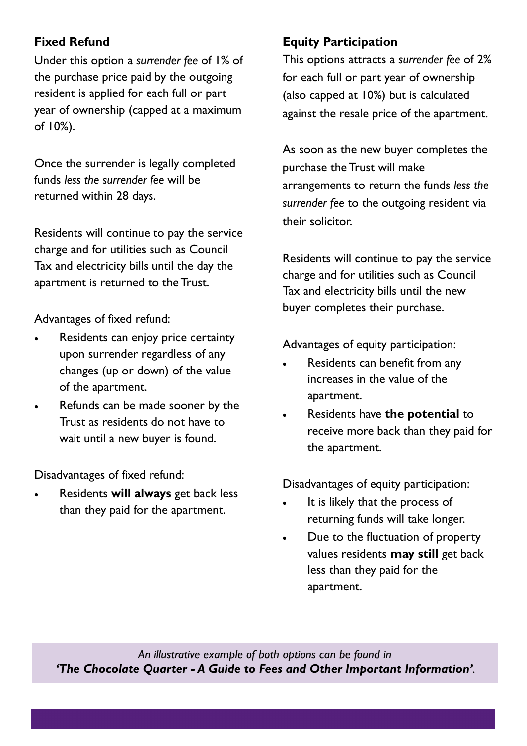## Fixed Refund

Under this option a *surrender fee* of 1% of the purchase price paid by the outgoing resident is applied for each full or part year of ownership (capped at a maximum of 10%).

Once the surrender is legally completed funds *less the surrender fee* will be returned within 28 days.

Residents will continue to pay the service charge and for utilities such as Council Tax and electricity bills until the day the apartment is returned to the Trust.

Advantages of fixed refund:

- Residents can enjoy price certainty upon surrender regardless of any changes (up or down) of the value of the apartment.
- Refunds can be made sooner by the Trust as residents do not have to wait until a new buyer is found.

Disadvantages of fixed refund:

- Residents **will always** get back less than they paid for the apartment.

## Equity Participation

This options attracts a *surrender fee* of 2% for each full or part year of ownership (also capped at 10%) but is calculated against the resale price of the apartment.

As soon as the new buyer completes the purchase the Trust will make arrangements to return the funds *less the surrender fee* to the outgoing resident via their solicitor.

Residents will continue to pay the service charge and for utilities such as Council Tax and electricity bills until the new buyer completes their purchase.

Advantages of equity participation:

- Residents can benefit from any increases in the value of the apartment.
- Residents have **the potential** to receive more back than they paid for the apartment.

Disadvantages of equity participation:

- It is likely that the process of returning funds will take longer.
- Due to the fluctuation of property values residents **may still** get back less than they paid for the apartment.

*An illustrative example of both options can be found in* ***'The Chocolate Quarter - A Guide to Fees and Other Important Information'***.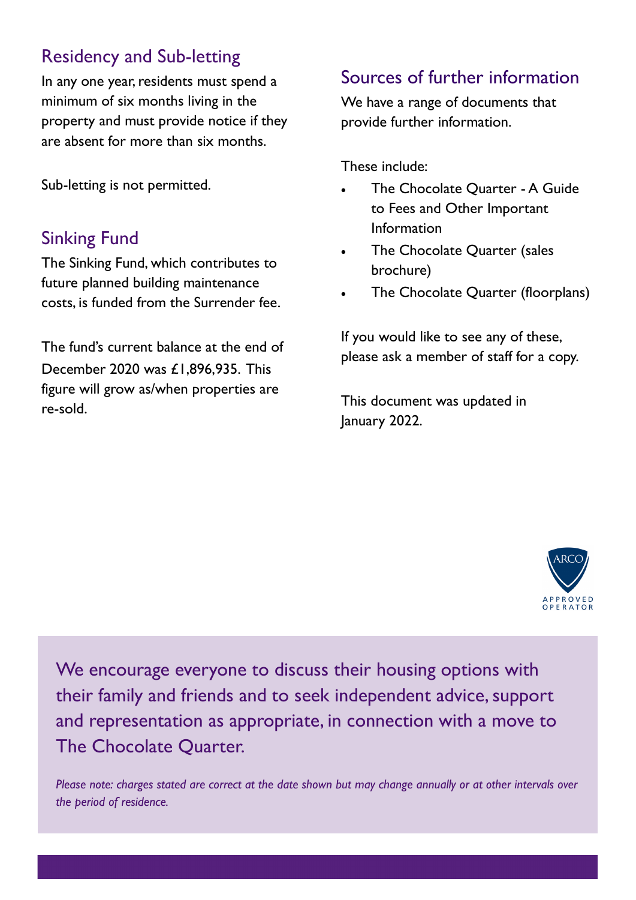## Residency and Sub-letting

In any one year, residents must spend a minimum of six months living in the property and must provide notice if they are absent for more than six months.

Sub-letting is not permitted.

## Sinking Fund

The Sinking Fund, which contributes to future planned building maintenance costs, is funded from the Surrender fee.

The fund's current balance at the end of December 2020 was £1,896,935. This figure will grow as/when properties are re-sold.

## Sources of further information

We have a range of documents that provide further information.

These include:

- The Chocolate Quarter - A Guide to Fees and Other Important Information
- The Chocolate Quarter (sales brochure)
- The Chocolate Quarter (floorplans)

If you would like to see any of these, please ask a member of staff for a copy.

This document was updated in January 2022.

ARCO APPROVED OPERATOR

We encourage everyone to discuss their housing options with their family and friends and to seek independent advice, support and representation as appropriate, in connection with a move to The Chocolate Quarter.

*Please note: charges stated are correct at the date shown but may change annually or at other intervals over the period of residence.*